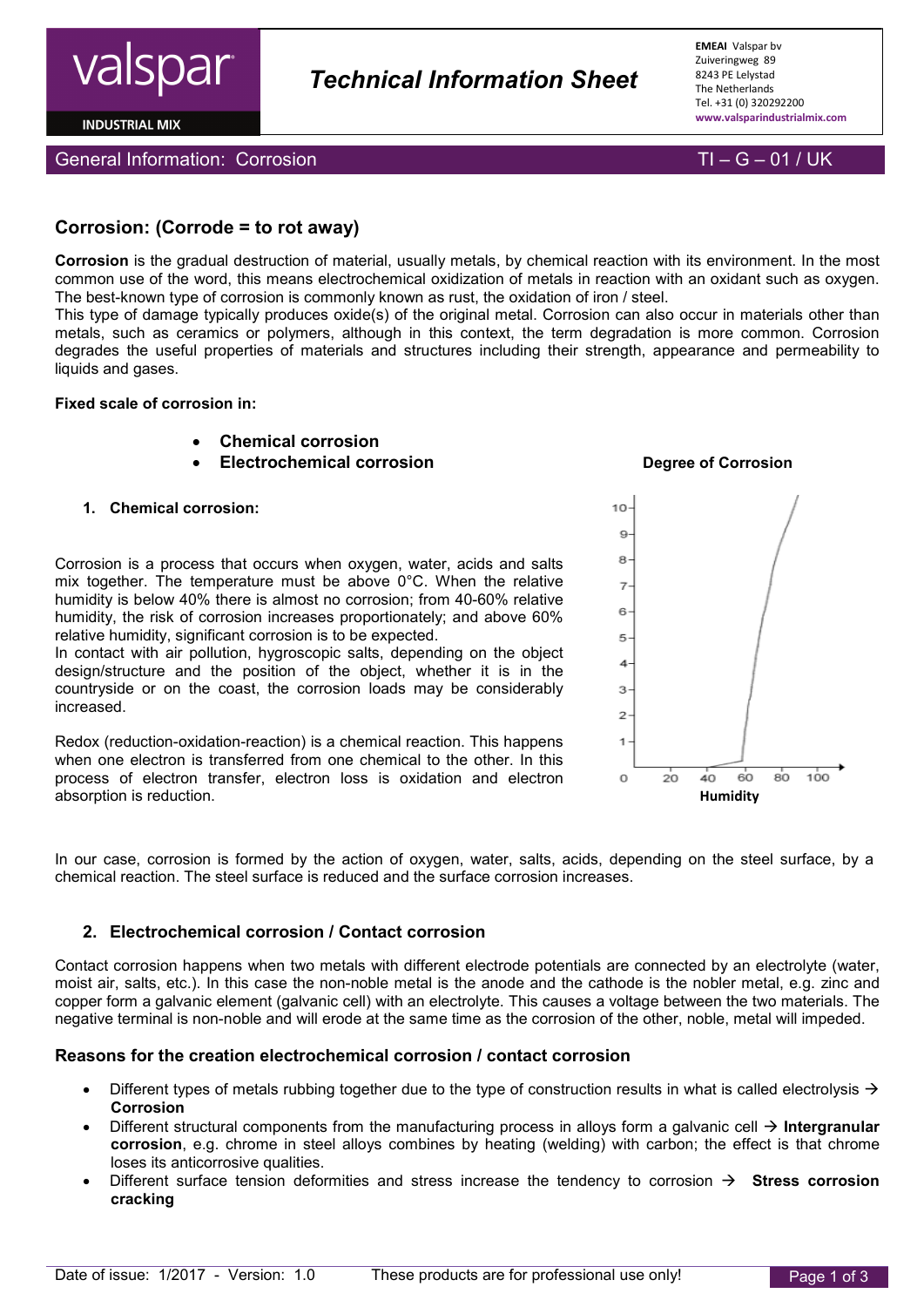# Technical Information Sheet

**EMEAI** Valspar bv
Zuiveringweg 89
8243 PE Lelystad
The Netherlands
Tel. +31 (0) 320292200
www.valsparindustrialmix.com

General Information: Corrosion — TI – G – 01 / UK

## Corrosion: (Corrode = to rot away)

**Corrosion** is the gradual destruction of material, usually metals, by chemical reaction with its environment. In the most common use of the word, this means electrochemical oxidization of metals in reaction with an oxidant such as oxygen. The best-known type of corrosion is commonly known as rust, the oxidation of iron / steel.
This type of damage typically produces oxide(s) of the original metal. Corrosion can also occur in materials other than metals, such as ceramics or polymers, although in this context, the term degradation is more common. Corrosion degrades the useful properties of materials and structures including their strength, appearance and permeability to liquids and gases.

**Fixed scale of corrosion in:**

- **Chemical corrosion**
- **Electrochemical corrosion**

### 1. Chemical corrosion:

Corrosion is a process that occurs when oxygen, water, acids and salts mix together. The temperature must be above 0°C. When the relative humidity is below 40% there is almost no corrosion; from 40-60% relative humidity, the risk of corrosion increases proportionately; and above 60% relative humidity, significant corrosion is to be expected.
In contact with air pollution, hygroscopic salts, depending on the object design/structure and the position of the object, whether it is in the countryside or on the coast, the corrosion loads may be considerably increased.

Redox (reduction-oxidation-reaction) is a chemical reaction. This happens when one electron is transferred from one chemical to the other. In this process of electron transfer, electron loss is oxidation and electron absorption is reduction.

**Degree of Corrosion**

**Humidity**

In our case, corrosion is formed by the action of oxygen, water, salts, acids, depending on the steel surface, by a chemical reaction. The steel surface is reduced and the surface corrosion increases.

### 2. Electrochemical corrosion / Contact corrosion

Contact corrosion happens when two metals with different electrode potentials are connected by an electrolyte (water, moist air, salts, etc.). In this case the non-noble metal is the anode and the cathode is the nobler metal, e.g. zinc and copper form a galvanic element (galvanic cell) with an electrolyte. This causes a voltage between the two materials. The negative terminal is non-noble and will erode at the same time as the corrosion of the other, noble, metal will impeded.

### Reasons for the creation electrochemical corrosion / contact corrosion

- Different types of metals rubbing together due to the type of construction results in what is called electrolysis → **Corrosion**
- Different structural components from the manufacturing process in alloys form a galvanic cell → **Intergranular corrosion**, e.g. chrome in steel alloys combines by heating (welding) with carbon; the effect is that chrome loses its anticorrosive qualities.
- Different surface tension deformities and stress increase the tendency to corrosion → **Stress corrosion cracking**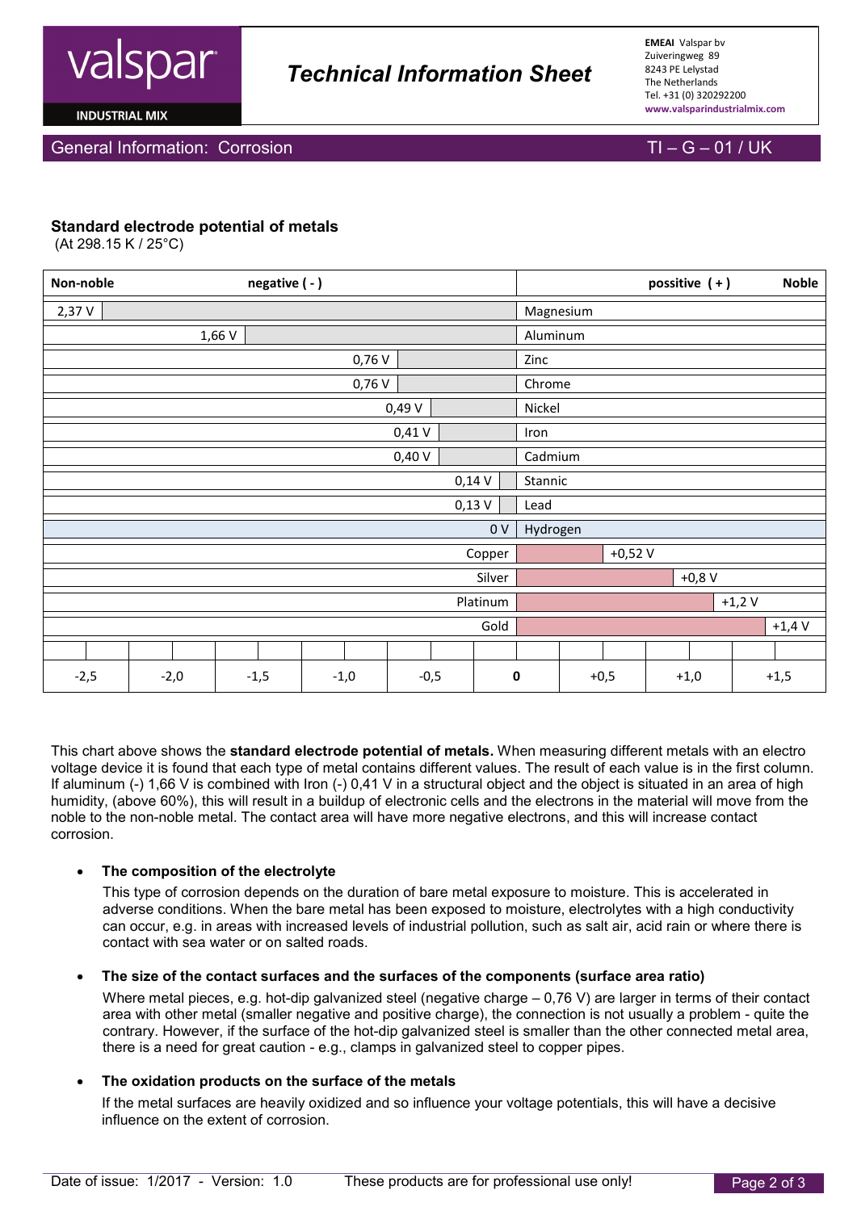## Standard electrode potential of metals

(At 298.15 K / 25°C)

| Non-noble negative ( - ) | Metal | possitive ( + ) Noble |
|---|---|---|
| 2,37 V | Magnesium | |
| 1,66 V | Aluminum | |
| 0,76 V | Zinc | |
| 0,76 V | Chrome | |
| 0,49 V | Nickel | |
| 0,41 V | Iron | |
| 0,40 V | Cadmium | |
| 0,14 V | Stannic | |
| 0,13 V | Lead | |
| 0 V | Hydrogen | |
| | Copper | +0,52 V |
| | Silver | +0,8 V |
| | Platinum | +1,2 V |
| | Gold | +1,4 V |

Scale: -2,5 | -2,0 | -1,5 | -1,0 | -0,5 | **0** | +0,5 | +1,0 | +1,5

This chart above shows the **standard electrode potential of metals.** When measuring different metals with an electro voltage device it is found that each type of metal contains different values. The result of each value is in the first column. If aluminum (-) 1,66 V is combined with Iron (-) 0,41 V in a structural object and the object is situated in an area of high humidity, (above 60%), this will result in a buildup of electronic cells and the electrons in the material will move from the noble to the non-noble metal. The contact area will have more negative electrons, and this will increase contact corrosion.

- **The composition of the electrolyte**

  This type of corrosion depends on the duration of bare metal exposure to moisture. This is accelerated in adverse conditions. When the bare metal has been exposed to moisture, electrolytes with a high conductivity can occur, e.g. in areas with increased levels of industrial pollution, such as salt air, acid rain or where there is contact with sea water or on salted roads.

- **The size of the contact surfaces and the surfaces of the components (surface area ratio)**

  Where metal pieces, e.g. hot-dip galvanized steel (negative charge – 0,76 V) are larger in terms of their contact area with other metal (smaller negative and positive charge), the connection is not usually a problem - quite the contrary. However, if the surface of the hot-dip galvanized steel is smaller than the other connected metal area, there is a need for great caution - e.g., clamps in galvanized steel to copper pipes.

- **The oxidation products on the surface of the metals**

  If the metal surfaces are heavily oxidized and so influence your voltage potentials, this will have a decisive influence on the extent of corrosion.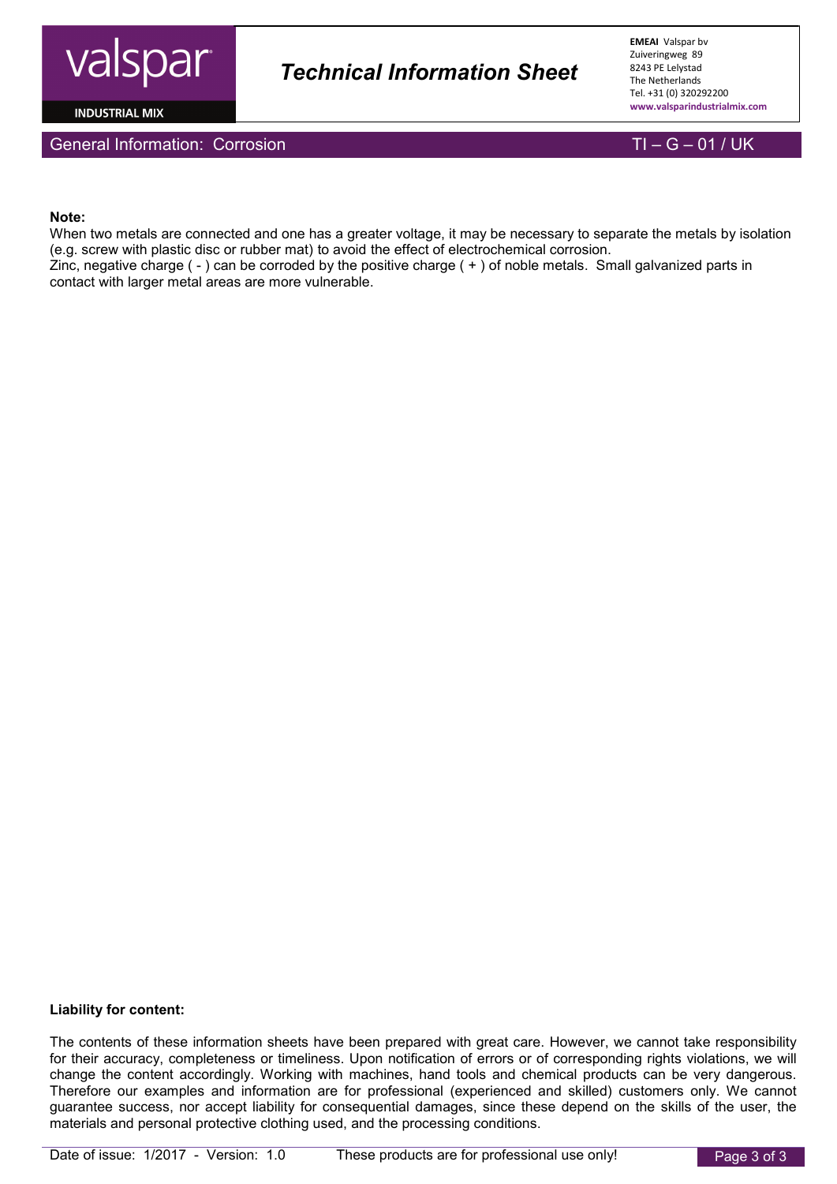**Note:**

When two metals are connected and one has a greater voltage, it may be necessary to separate the metals by isolation (e.g. screw with plastic disc or rubber mat) to avoid the effect of electrochemical corrosion.
Zinc, negative charge ( - ) can be corroded by the positive charge ( + ) of noble metals. Small galvanized parts in contact with larger metal areas are more vulnerable.

**Liability for content:**

The contents of these information sheets have been prepared with great care. However, we cannot take responsibility for their accuracy, completeness or timeliness. Upon notification of errors or of corresponding rights violations, we will change the content accordingly. Working with machines, hand tools and chemical products can be very dangerous. Therefore our examples and information are for professional (experienced and skilled) customers only. We cannot guarantee success, nor accept liability for consequential damages, since these depend on the skills of the user, the materials and personal protective clothing used, and the processing conditions.